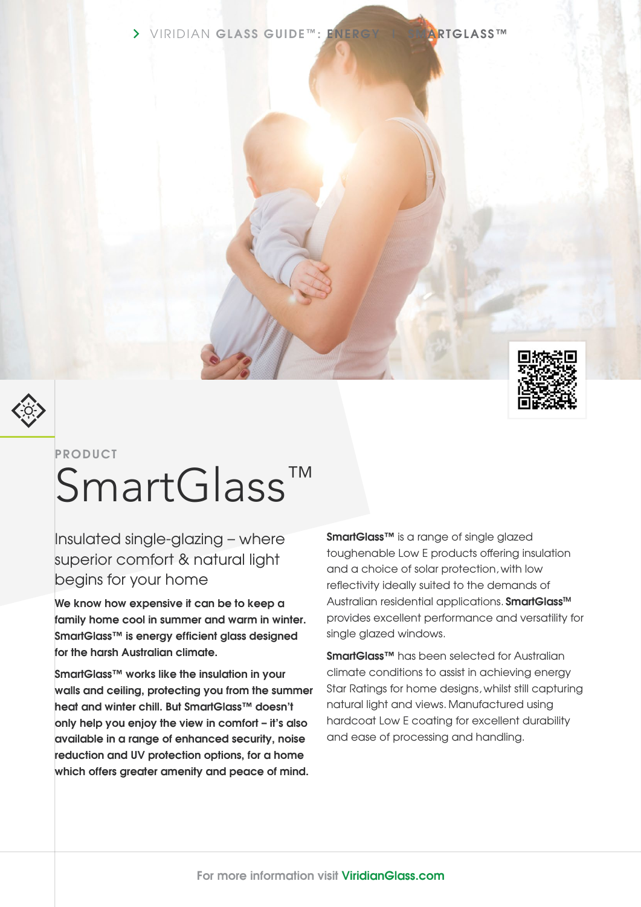PRODUCT

# SmartGlass™

## Insulated single-glazing – where superior comfort & natural light begins for your home

**We know how expensive it can be to keep a family home cool in summer and warm in winter. SmartGlass™ is energy efficient glass designed for the harsh Australian climate.**

**SmartGlass™ works like the insulation in your walls and ceiling, protecting you from the summer heat and winter chill. But SmartGlass™ doesn't only help you enjoy the view in comfort – it's also available in a range of enhanced security, noise reduction and UV protection options, for a home which offers greater amenity and peace of mind.**

**SmartGlass™** is a range of single glazed toughenable Low E products offering insulation and a choice of solar protection, with low reflectivity ideally suited to the demands of Australian residential applications. **SmartGlass™** provides excellent performance and versatility for single glazed windows.

**SmartGlass™** has been selected for Australian climate conditions to assist in achieving energy Star Ratings for home designs, whilst still capturing natural light and views. Manufactured using hardcoat Low E coating for excellent durability and ease of processing and handling.

For more information visit **ViridianGlass.com**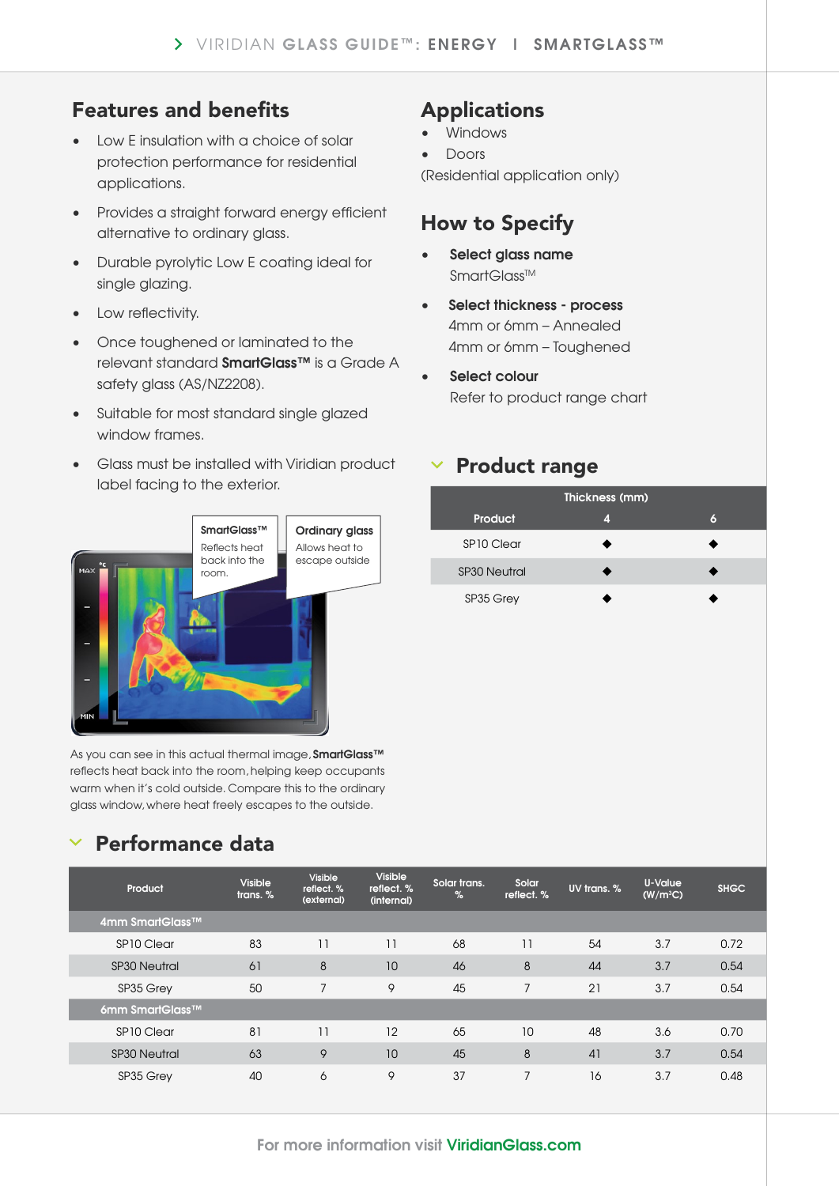## Features and benefits

- Low E insulation with a choice of solar protection performance for residential applications.
- Provides a straight forward energy efficient alternative to ordinary glass.
- Durable pyrolytic Low E coating ideal for single glazing.
- Low reflectivity.
- Once toughened or laminated to the relevant standard **SmartGlass™** is a Grade A safety glass (AS/NZ2208).
- Suitable for most standard single glazed window frames.
- Glass must be installed with Viridian product label facing to the exterior.

**SmartGlass™** Reflects heat back into the room.

**Ordinary glass** Allows heat to escape outside

As you can see in this actual thermal image, **SmartGlass™** reflects heat back into the room, helping keep occupants warm when it's cold outside. Compare this to the ordinary glass window, where heat freely escapes to the outside.

## Applications

- Windows
- Doors

(Residential application only)

## How to Specify

- **Select glass name**
  SmartGlass™
- **Select thickness - process**
  4mm or 6mm – Annealed
  4mm or 6mm – Toughened
- **Select colour**
  Refer to product range chart

## Product range

| Product | Thickness (mm) 4 | 6 |
|---|---|---|
| SP10 Clear | ◆ | ◆ |
| SP30 Neutral | ◆ | ◆ |
| SP35 Grey | ◆ | ◆ |

## Performance data

| Product | Visible trans. % | Visible reflect. % (external) | Visible reflect. % (internal) | Solar trans. % | Solar reflect. % | UV trans. % | U-Value (W/m²C) | SHGC |
|---|---|---|---|---|---|---|---|---|
| **4mm SmartGlass™** | | | | | | | | |
| SP10 Clear | 83 | 11 | 11 | 68 | 11 | 54 | 3.7 | 0.72 |
| SP30 Neutral | 61 | 8 | 10 | 46 | 8 | 44 | 3.7 | 0.54 |
| SP35 Grey | 50 | 7 | 9 | 45 | 7 | 21 | 3.7 | 0.54 |
| **6mm SmartGlass™** | | | | | | | | |
| SP10 Clear | 81 | 11 | 12 | 65 | 10 | 48 | 3.6 | 0.70 |
| SP30 Neutral | 63 | 9 | 10 | 45 | 8 | 41 | 3.7 | 0.54 |
| SP35 Grey | 40 | 6 | 9 | 37 | 7 | 16 | 3.7 | 0.48 |

For more information visit **ViridianGlass.com**